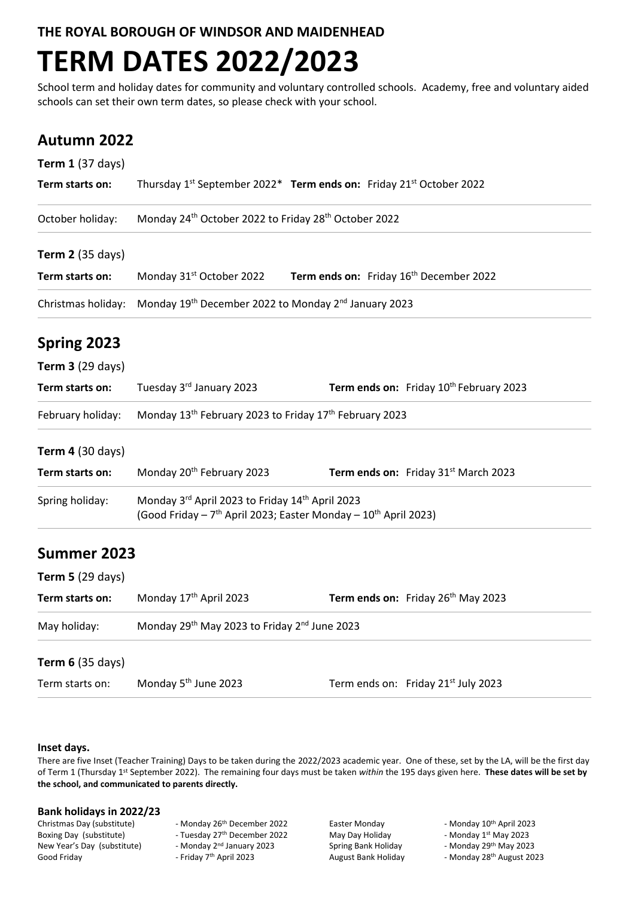**THE ROYAL BOROUGH OF WINDSOR AND MAIDENHEAD**

# TERM DATES 2022/2023

School term and holiday dates for community and voluntary controlled schools. Academy, free and voluntary aided schools can set their own term dates, so please check with your school.

## Autumn 2022

**Term 1** (37 days)

**Term starts on:** Thursday 1st September 2022* **Term ends on:** Friday 21st October 2022

October holiday: Monday 24th October 2022 to Friday 28th October 2022

**Term 2** (35 days)

**Term starts on:** Monday 31st October 2022 **Term ends on:** Friday 16th December 2022

Christmas holiday: Monday 19th December 2022 to Monday 2nd January 2023

## Spring 2023

**Term 3** (29 days)

**Term starts on:** Tuesday 3rd January 2023 **Term ends on:** Friday 10th February 2023

February holiday: Monday 13th February 2023 to Friday 17th February 2023

**Term 4** (30 days)

**Term starts on:** Monday 20th February 2023 **Term ends on:** Friday 31st March 2023

Spring holiday: Monday 3rd April 2023 to Friday 14th April 2023
(Good Friday – 7th April 2023; Easter Monday – 10th April 2023)

## Summer 2023

**Term 5** (29 days)

**Term starts on:** Monday 17th April 2023 **Term ends on:** Friday 26th May 2023

May holiday: Monday 29th May 2023 to Friday 2nd June 2023

**Term 6** (35 days)

Term starts on: Monday 5th June 2023 Term ends on: Friday 21st July 2023

#### Inset days.

There are five Inset (Teacher Training) Days to be taken during the 2022/2023 academic year. One of these, set by the LA, will be the first day of Term 1 (Thursday 1st September 2022). The remaining four days must be taken *within* the 195 days given here. **These dates will be set by the school, and communicated to parents directly.**

#### Bank holidays in 2022/23

| | | | |
|---|---|---|---|
| Christmas Day (substitute) | - Monday 26th December 2022 | Easter Monday | - Monday 10th April 2023 |
| Boxing Day (substitute) | - Tuesday 27th December 2022 | May Day Holiday | - Monday 1st May 2023 |
| New Year's Day (substitute) | - Monday 2nd January 2023 | Spring Bank Holiday | - Monday 29th May 2023 |
| Good Friday | - Friday 7th April 2023 | August Bank Holiday | - Monday 28th August 2023 |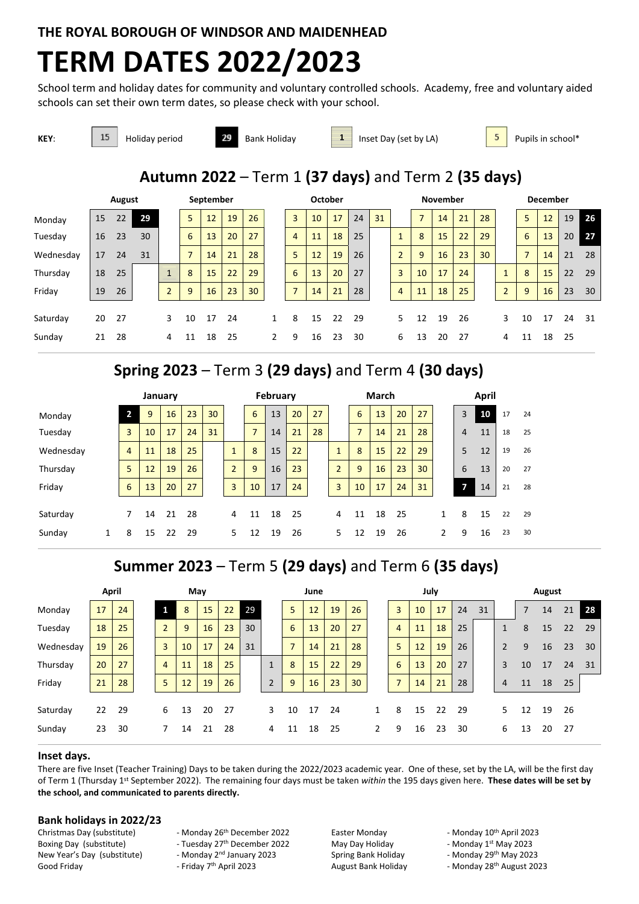THE ROYAL BOROUGH OF WINDSOR AND MAIDENHEAD

# TERM DATES 2022/2023

School term and holiday dates for community and voluntary controlled schools. Academy, free and voluntary aided schools can set their own term dates, so please check with your school.

**KEY**: 15 Holiday period | 29 Bank Holiday | 1 Inset Day (set by LA) | 5 Pupils in school*

## Autumn 2022 – Term 1 (37 days) and Term 2 (35 days)

| | August | | | September | | | | | October | | | | | November | | | | | December | | | | |
|---|---|---|---|---|---|---|---|---|---|---|---|---|---|---|---|---|---|---|---|---|---|---|---|
| Monday | 15 | 22 | 29 | | 5 | 12 | 19 | 26 | 3 | 10 | 17 | 24 | 31 | | 7 | 14 | 21 | 28 | | 5 | 12 | 19 | 26 |
| Tuesday | 16 | 23 | 30 | | 6 | 13 | 20 | 27 | 4 | 11 | 18 | 25 | | 1 | 8 | 15 | 22 | 29 | | 6 | 13 | 20 | 27 |
| Wednesday | 17 | 24 | 31 | | 7 | 14 | 21 | 28 | 5 | 12 | 19 | 26 | | 2 | 9 | 16 | 23 | 30 | | 7 | 14 | 21 | 28 |
| Thursday | 18 | 25 | | 1 | 8 | 15 | 22 | 29 | 6 | 13 | 20 | 27 | | 3 | 10 | 17 | 24 | | 1 | 8 | 15 | 22 | 29 |
| Friday | 19 | 26 | | 2 | 9 | 16 | 23 | 30 | 7 | 14 | 21 | 28 | | 4 | 11 | 18 | 25 | | 2 | 9 | 16 | 23 | 30 |
| Saturday | 20 | 27 | | 3 | 10 | 17 | 24 | 1 | 8 | 15 | 22 | 29 | | 5 | 12 | 19 | 26 | | 3 | 10 | 17 | 24 | 31 |
| Sunday | 21 | 28 | | 4 | 11 | 18 | 25 | 2 | 9 | 16 | 23 | 30 | | 6 | 13 | 20 | 27 | | 4 | 11 | 18 | 25 | |

## Spring 2023 – Term 3 (29 days) and Term 4 (30 days)

| | | January | | | | | February | | | | March | | | | | April | | | | | |
|---|---|---|---|---|---|---|---|---|---|---|---|---|---|---|---|---|---|---|---|---|---|
| Monday | | 2 | 9 | 16 | 23 | 30 | | 6 | 13 | 20 | 27 | | 6 | 13 | 20 | 27 | | 3 | 10 | 17 | 24 |
| Tuesday | | 3 | 10 | 17 | 24 | 31 | | 7 | 14 | 21 | 28 | | 7 | 14 | 21 | 28 | | 4 | 11 | 18 | 25 |
| Wednesday | | 4 | 11 | 18 | 25 | | 1 | 8 | 15 | 22 | | 1 | 8 | 15 | 22 | 29 | | 5 | 12 | 19 | 26 |
| Thursday | | 5 | 12 | 19 | 26 | | 2 | 9 | 16 | 23 | | 2 | 9 | 16 | 23 | 30 | | 6 | 13 | 20 | 27 |
| Friday | | 6 | 13 | 20 | 27 | | 3 | 10 | 17 | 24 | | 3 | 10 | 17 | 24 | 31 | | 7 | 14 | 21 | 28 |
| Saturday | | 7 | 14 | 21 | 28 | | 4 | 11 | 18 | 25 | | 4 | 11 | 18 | 25 | | 1 | 8 | 15 | 22 | 29 |
| Sunday | 1 | 8 | 15 | 22 | 29 | | 5 | 12 | 19 | 26 | | 5 | 12 | 19 | 26 | | 2 | 9 | 16 | 23 | 30 |

## Summer 2023 – Term 5 (29 days) and Term 6 (35 days)

| | April | | May | | | | | June | | | | | July | | | | | | August | | | | |
|---|---|---|---|---|---|---|---|---|---|---|---|---|---|---|---|---|---|---|---|---|---|---|---|
| Monday | 17 | 24 | 1 | 8 | 15 | 22 | 29 | | 5 | 12 | 19 | 26 | | 3 | 10 | 17 | 24 | 31 | | 7 | 14 | 21 | 28 |
| Tuesday | 18 | 25 | 2 | 9 | 16 | 23 | 30 | | 6 | 13 | 20 | 27 | | 4 | 11 | 18 | 25 | | 1 | 8 | 15 | 22 | 29 |
| Wednesday | 19 | 26 | 3 | 10 | 17 | 24 | 31 | | 7 | 14 | 21 | 28 | | 5 | 12 | 19 | 26 | | 2 | 9 | 16 | 23 | 30 |
| Thursday | 20 | 27 | 4 | 11 | 18 | 25 | | 1 | 8 | 15 | 22 | 29 | | 6 | 13 | 20 | 27 | | 3 | 10 | 17 | 24 | 31 |
| Friday | 21 | 28 | 5 | 12 | 19 | 26 | | 2 | 9 | 16 | 23 | 30 | | 7 | 14 | 21 | 28 | | 4 | 11 | 18 | 25 | |
| Saturday | 22 | 29 | 6 | 13 | 20 | 27 | | 3 | 10 | 17 | 24 | | 1 | 8 | 15 | 22 | 29 | | 5 | 12 | 19 | 26 | |
| Sunday | 23 | 30 | 7 | 14 | 21 | 28 | | 4 | 11 | 18 | 25 | | 2 | 9 | 16 | 23 | 30 | | 6 | 13 | 20 | 27 | |

### Inset days.

There are five Inset (Teacher Training) Days to be taken during the 2022/2023 academic year. One of these, set by the LA, will be the first day of Term 1 (Thursday 1st September 2022). The remaining four days must be taken *within* the 195 days given here. **These dates will be set by the school, and communicated to parents directly.**

### Bank holidays in 2022/23

| | | | |
|---|---|---|---|
| Christmas Day (substitute) | - Monday 26th December 2022 | Easter Monday | - Monday 10th April 2023 |
| Boxing Day (substitute) | - Tuesday 27th December 2022 | May Day Holiday | - Monday 1st May 2023 |
| New Year's Day (substitute) | - Monday 2nd January 2023 | Spring Bank Holiday | - Monday 29th May 2023 |
| Good Friday | - Friday 7th April 2023 | August Bank Holiday | - Monday 28th August 2023 |